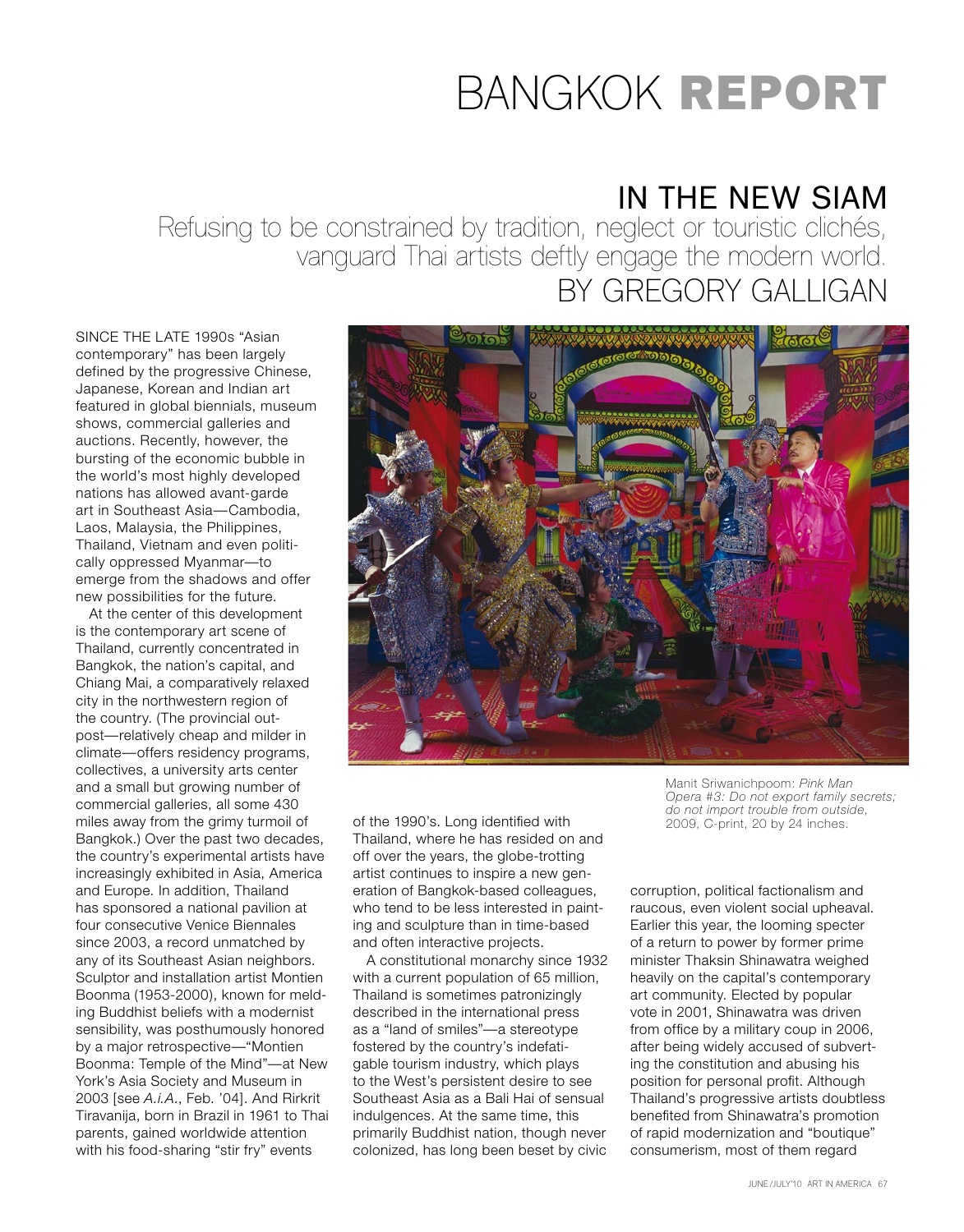# BANGKOK REPORT

## IN THE NEW SIAM

Refusing to be constrained by tradition, neglect or touristic clichés, vanguard Thai artists deftly engage the modern world.

BY GREGORY GALLIGAN

SINCE THE LATE 1990s "Asian contemporary" has been largely defined by the progressive Chinese, Japanese, Korean and Indian art featured in global biennials, museum shows, commercial galleries and auctions. Recently, however, the bursting of the economic bubble in the world's most highly developed nations has allowed avant-garde art in Southeast Asia—Cambodia, Laos, Malaysia, the Philippines, Thailand, Vietnam and even politically oppressed Myanmar—to emerge from the shadows and offer new possibilities for the future.

At the center of this development is the contemporary art scene of Thailand, currently concentrated in Bangkok, the nation's capital, and Chiang Mai, a comparatively relaxed city in the northwestern region of the country. (The provincial outpost—relatively cheap and milder in climate—offers residency programs, collectives, a university arts center and a small but growing number of commercial galleries, all some 430 miles away from the grimy turmoil of Bangkok.) Over the past two decades, the country's experimental artists have increasingly exhibited in Asia, America and Europe. In addition, Thailand has sponsored a national pavilion at four consecutive Venice Biennales since 2003, a record unmatched by any of its Southeast Asian neighbors. Sculptor and installation artist Montien Boonma (1953-2000), known for melding Buddhist beliefs with a modernist sensibility, was posthumously honored by a major retrospective—"Montien Boonma: Temple of the Mind"—at New York's Asia Society and Museum in 2003 [see *A.i.A.*, Feb. '04]. And Rirkrit Tiravanija, born in Brazil in 1961 to Thai parents, gained worldwide attention with his food-sharing "stir fry" events of the 1990's. Long identified with Thailand, where he has resided on and off over the years, the globe-trotting artist continues to inspire a new generation of Bangkok-based colleagues, who tend to be less interested in painting and sculpture than in time-based and often interactive projects.

Manit Sriwanichpoom: *Pink Man Opera #3: Do not export family secrets; do not import trouble from outside*, 2009, C-print, 20 by 24 inches.

A constitutional monarchy since 1932 with a current population of 65 million, Thailand is sometimes patronizingly described in the international press as a "land of smiles"—a stereotype fostered by the country's indefatigable tourism industry, which plays to the West's persistent desire to see Southeast Asia as a Bali Hai of sensual indulgences. At the same time, this primarily Buddhist nation, though never colonized, has long been beset by civic corruption, political factionalism and raucous, even violent social upheaval. Earlier this year, the looming specter of a return to power by former prime minister Thaksin Shinawatra weighed heavily on the capital's contemporary art community. Elected by popular vote in 2001, Shinawatra was driven from office by a military coup in 2006, after being widely accused of subverting the constitution and abusing his position for personal profit. Although Thailand's progressive artists doubtless benefited from Shinawatra's promotion of rapid modernization and "boutique" consumerism, most of them regard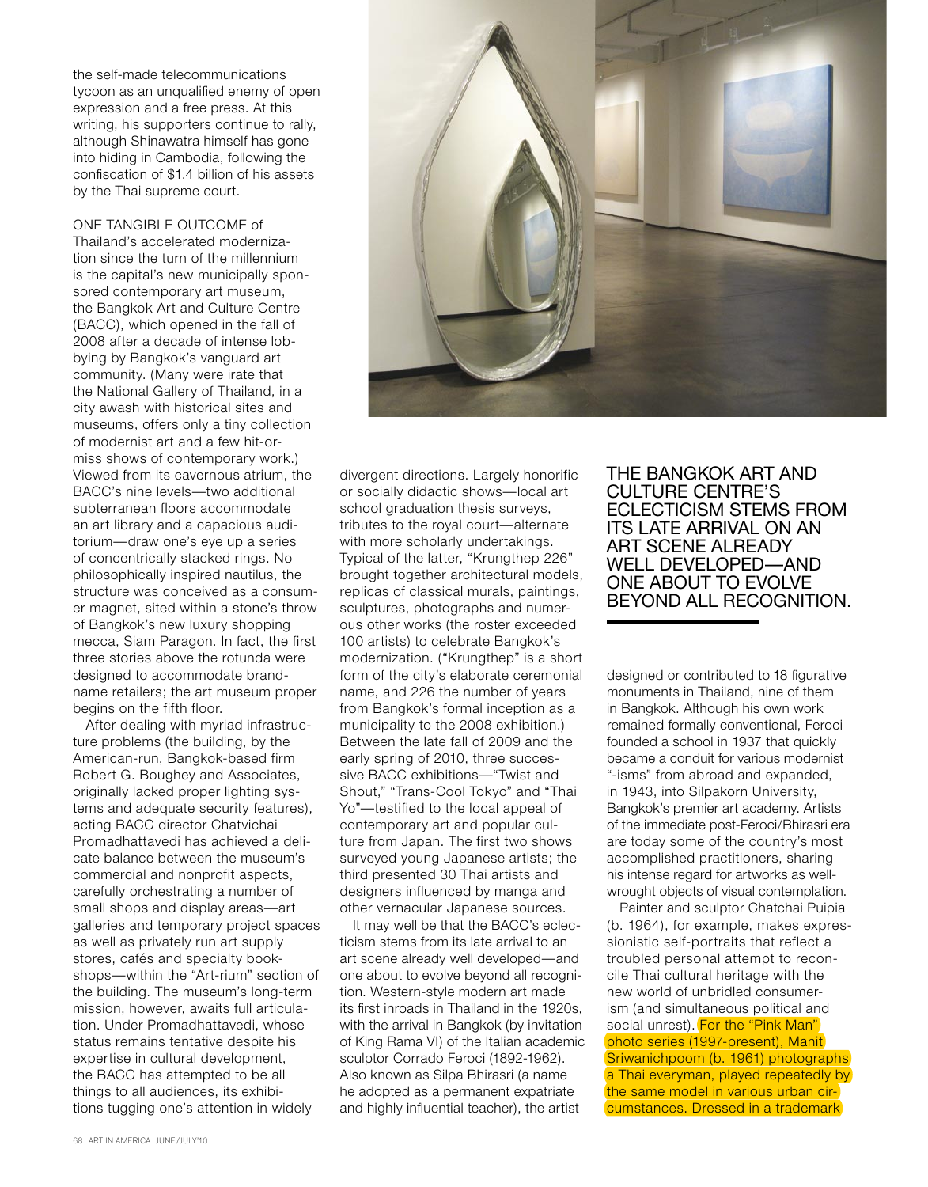the self-made telecommunications tycoon as an unqualified enemy of open expression and a free press. At this writing, his supporters continue to rally, although Shinawatra himself has gone into hiding in Cambodia, following the confiscation of $1.4 billion of his assets by the Thai supreme court.

ONE TANGIBLE OUTCOME of Thailand's accelerated modernization since the turn of the millennium is the capital's new municipally sponsored contemporary art museum, the Bangkok Art and Culture Centre (BACC), which opened in the fall of 2008 after a decade of intense lobbying by Bangkok's vanguard art community. (Many were irate that the National Gallery of Thailand, in a city awash with historical sites and museums, offers only a tiny collection of modernist art and a few hit-or-miss shows of contemporary work.) Viewed from its cavernous atrium, the BACC's nine levels—two additional subterranean floors accommodate an art library and a capacious auditorium—draw one's eye up a series of concentrically stacked rings. No philosophically inspired nautilus, the structure was conceived as a consumer magnet, sited within a stone's throw of Bangkok's new luxury shopping mecca, Siam Paragon. In fact, the first three stories above the rotunda were designed to accommodate brand-name retailers; the art museum proper begins on the fifth floor.

After dealing with myriad infrastructure problems (the building, by the American-run, Bangkok-based firm Robert G. Boughey and Associates, originally lacked proper lighting systems and adequate security features), acting BACC director Chatvichai Promadhattavedi has achieved a delicate balance between the museum's commercial and nonprofit aspects, carefully orchestrating a number of small shops and display areas—art galleries and temporary project spaces as well as privately run art supply stores, cafés and specialty bookshops—within the "Art-rium" section of the building. The museum's long-term mission, however, awaits full articulation. Under Promadhattavedi, whose status remains tentative despite his expertise in cultural development, the BACC has attempted to be all things to all audiences, its exhibitions tugging one's attention in widely divergent directions. Largely honorific or socially didactic shows—local art school graduation thesis surveys, tributes to the royal court—alternate with more scholarly undertakings. Typical of the latter, "Krungthep 226" brought together architectural models, replicas of classical murals, paintings, sculptures, photographs and numerous other works (the roster exceeded 100 artists) to celebrate Bangkok's modernization. ("Krungthep" is a short form of the city's elaborate ceremonial name, and 226 the number of years from Bangkok's formal inception as a municipality to the 2008 exhibition.) Between the late fall of 2009 and the early spring of 2010, three successive BACC exhibitions—"Twist and Shout," "Trans-Cool Tokyo" and "Thai Yo"—testified to the local appeal of contemporary art and popular culture from Japan. The first two shows surveyed young Japanese artists; the third presented 30 Thai artists and designers influenced by manga and other vernacular Japanese sources.

It may well be that the BACC's eclecticism stems from its late arrival to an art scene already well developed—and one about to evolve beyond all recognition. Western-style modern art made its first inroads in Thailand in the 1920s, with the arrival in Bangkok (by invitation of King Rama VI) of the Italian academic sculptor Corrado Feroci (1892-1962). Also known as Silpa Bhirasri (a name he adopted as a permanent expatriate and highly influential teacher), the artist designed or contributed to 18 figurative monuments in Thailand, nine of them in Bangkok. Although his own work remained formally conventional, Feroci founded a school in 1937 that quickly became a conduit for various modernist "-isms" from abroad and expanded, in 1943, into Silpakorn University, Bangkok's premier art academy. Artists of the immediate post-Feroci/Bhirasri era are today some of the country's most accomplished practitioners, sharing his intense regard for artworks as well-wrought objects of visual contemplation.

THE BANGKOK ART AND CULTURE CENTRE'S ECLECTICISM STEMS FROM ITS LATE ARRIVAL ON AN ART SCENE ALREADY WELL DEVELOPED—AND ONE ABOUT TO EVOLVE BEYOND ALL RECOGNITION.

Painter and sculptor Chatchai Puipia (b. 1964), for example, makes expressionistic self-portraits that reflect a troubled personal attempt to reconcile Thai cultural heritage with the new world of unbridled consumerism (and simultaneous political and social unrest). For the "Pink Man" photo series (1997-present), Manit Sriwanichpoom (b. 1961) photographs a Thai everyman, played repeatedly by the same model in various urban circumstances. Dressed in a trademark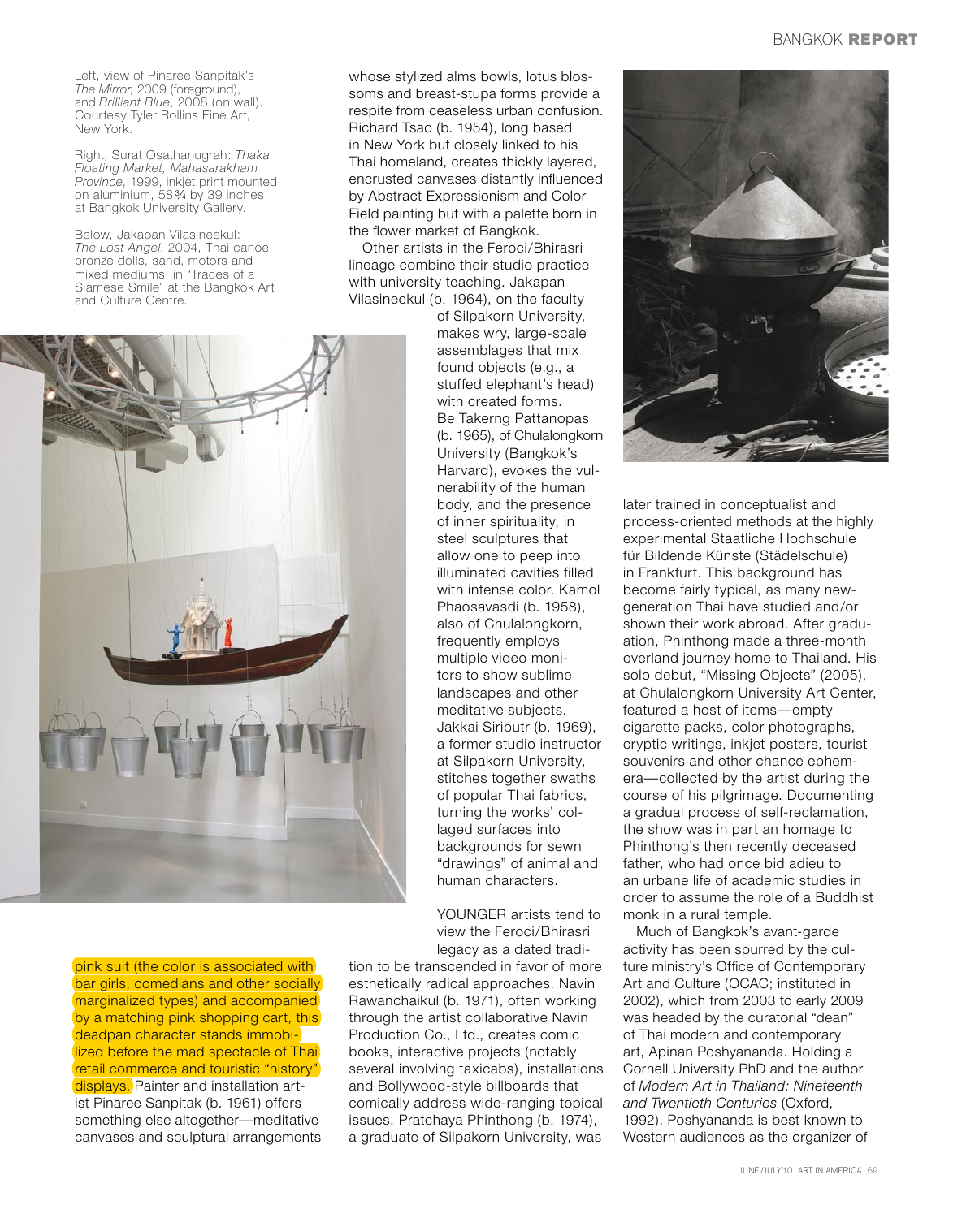Left, view of Pinaree Sanpitak's *The Mirror*, 2009 (foreground), and *Brilliant Blue*, 2008 (on wall). Courtesy Tyler Rollins Fine Art, New York.

Right, Surat Osathanugrah: *Thaka Floating Market, Mahasarakham Province*, 1999, inkjet print mounted on aluminium, 58¾ by 39 inches; at Bangkok University Gallery.

Below, Jakapan Vilasineekul: *The Lost Angel*, 2004, Thai canoe, bronze dolls, sand, motors and mixed mediums; in "Traces of a Siamese Smile" at the Bangkok Art and Culture Centre.

pink suit (the color is associated with bar girls, comedians and other socially marginalized types) and accompanied by a matching pink shopping cart, this deadpan character stands immobilized before the mad spectacle of Thai retail commerce and touristic "history" displays. Painter and installation artist Pinaree Sanpitak (b. 1961) offers something else altogether—meditative canvases and sculptural arrangements whose stylized alms bowls, lotus blossoms and breast-stupa forms provide a respite from ceaseless urban confusion. Richard Tsao (b. 1954), long based in New York but closely linked to his Thai homeland, creates thickly layered, encrusted canvases distantly influenced by Abstract Expressionism and Color Field painting but with a palette born in the flower market of Bangkok.

Other artists in the Feroci/Bhirasri lineage combine their studio practice with university teaching. Jakapan Vilasineekul (b. 1964), on the faculty of Silpakorn University, makes wry, large-scale assemblages that mix found objects (e.g., a stuffed elephant's head) with created forms. Be Takerng Pattanopas (b. 1965), of Chulalongkorn University (Bangkok's Harvard), evokes the vulnerability of the human body, and the presence of inner spirituality, in steel sculptures that allow one to peep into illuminated cavities filled with intense color. Kamol Phaosavasdi (b. 1958), also of Chulalongkorn, frequently employs multiple video monitors to show sublime landscapes and other meditative subjects. Jakkai Siributr (b. 1969), a former studio instructor at Silpakorn University, stitches together swaths of popular Thai fabrics, turning the works' collaged surfaces into backgrounds for sewn "drawings" of animal and human characters.

YOUNGER artists tend to view the Feroci/Bhirasri legacy as a dated tradition to be transcended in favor of more esthetically radical approaches. Navin Rawanchaikul (b. 1971), often working through the artist collaborative Navin Production Co., Ltd., creates comic books, interactive projects (notably several involving taxicabs), installations and Bollywood-style billboards that comically address wide-ranging topical issues. Pratchaya Phinthong (b. 1974), a graduate of Silpakorn University, was later trained in conceptualist and process-oriented methods at the highly experimental Staatliche Hochschule für Bildende Künste (Städelschule) in Frankfurt. This background has become fairly typical, as many new-generation Thai have studied and/or shown their work abroad. After graduation, Phinthong made a three-month overland journey home to Thailand. His solo debut, "Missing Objects" (2005), at Chulalongkorn University Art Center, featured a host of items—empty cigarette packs, color photographs, cryptic writings, inkjet posters, tourist souvenirs and other chance ephemera—collected by the artist during the course of his pilgrimage. Documenting a gradual process of self-reclamation, the show was in part an homage to Phinthong's then recently deceased father, who had once bid adieu to an urbane life of academic studies in order to assume the role of a Buddhist monk in a rural temple.

Much of Bangkok's avant-garde activity has been spurred by the culture ministry's Office of Contemporary Art and Culture (OCAC; instituted in 2002), which from 2003 to early 2009 was headed by the curatorial "dean" of Thai modern and contemporary art, Apinan Poshyananda. Holding a Cornell University PhD and the author of *Modern Art in Thailand: Nineteenth and Twentieth Centuries* (Oxford, 1992), Poshyananda is best known to Western audiences as the organizer of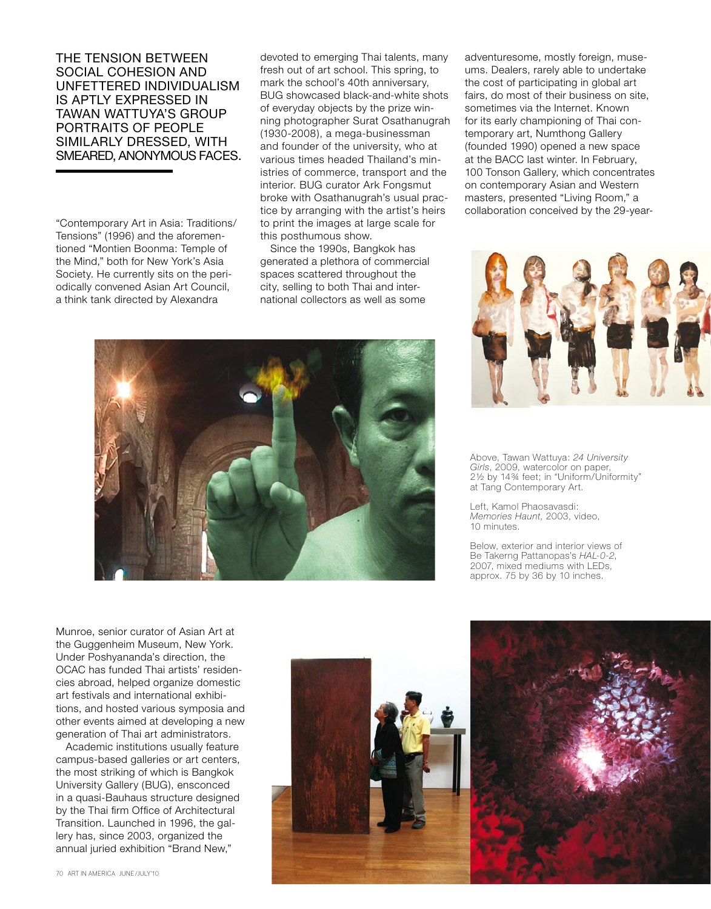THE TENSION BETWEEN SOCIAL COHESION AND UNFETTERED INDIVIDUALISM IS APTLY EXPRESSED IN TAWAN WATTUYA'S GROUP PORTRAITS OF PEOPLE SIMILARLY DRESSED, WITH SMEARED, ANONYMOUS FACES.

"Contemporary Art in Asia: Traditions/ Tensions" (1996) and the aforementioned "Montien Boonma: Temple of the Mind," both for New York's Asia Society. He currently sits on the periodically convened Asian Art Council, a think tank directed by Alexandra Munroe, senior curator of Asian Art at the Guggenheim Museum, New York. Under Poshyananda's direction, the OCAC has funded Thai artists' residencies abroad, helped organize domestic art festivals and international exhibitions, and hosted various symposia and other events aimed at developing a new generation of Thai art administrators.

Academic institutions usually feature campus-based galleries or art centers, the most striking of which is Bangkok University Gallery (BUG), ensconced in a quasi-Bauhaus structure designed by the Thai firm Office of Architectural Transition. Launched in 1996, the gallery has, since 2003, organized the annual juried exhibition "Brand New," devoted to emerging Thai talents, many fresh out of art school. This spring, to mark the school's 40th anniversary, BUG showcased black-and-white shots of everyday objects by the prize winning photographer Surat Osathanugrah (1930-2008), a mega-businessman and founder of the university, who at various times headed Thailand's ministries of commerce, transport and the interior. BUG curator Ark Fongsmut broke with Osathanugrah's usual practice by arranging with the artist's heirs to print the images at large scale for this posthumous show.

Since the 1990s, Bangkok has generated a plethora of commercial spaces scattered throughout the city, selling to both Thai and international collectors as well as some adventuresome, mostly foreign, museums. Dealers rarely able to undertake the cost of participating in global art fairs, do most of their business on site, sometimes via the Internet. Known for its early championing of Thai contemporary art, Numthong Gallery (founded 1990) opened a new space at the BACC last winter. In February, 100 Tonson Gallery, which concentrates on contemporary Asian and Western masters, presented "Living Room," a collaboration conceived by the 29-year-

Above, Tawan Wattuya: *24 University Girls*, 2009, watercolor on paper, 2½ by 14¾ feet; in "Uniform/Uniformity" at Tang Contemporary Art.

Left, Kamol Phaosavasdi: *Memories Haunt*, 2003, video, 10 minutes.

Below, exterior and interior views of Be Takerng Pattanopas's *HAL-0-2*, 2007, mixed mediums with LEDs, approx. 75 by 36 by 10 inches.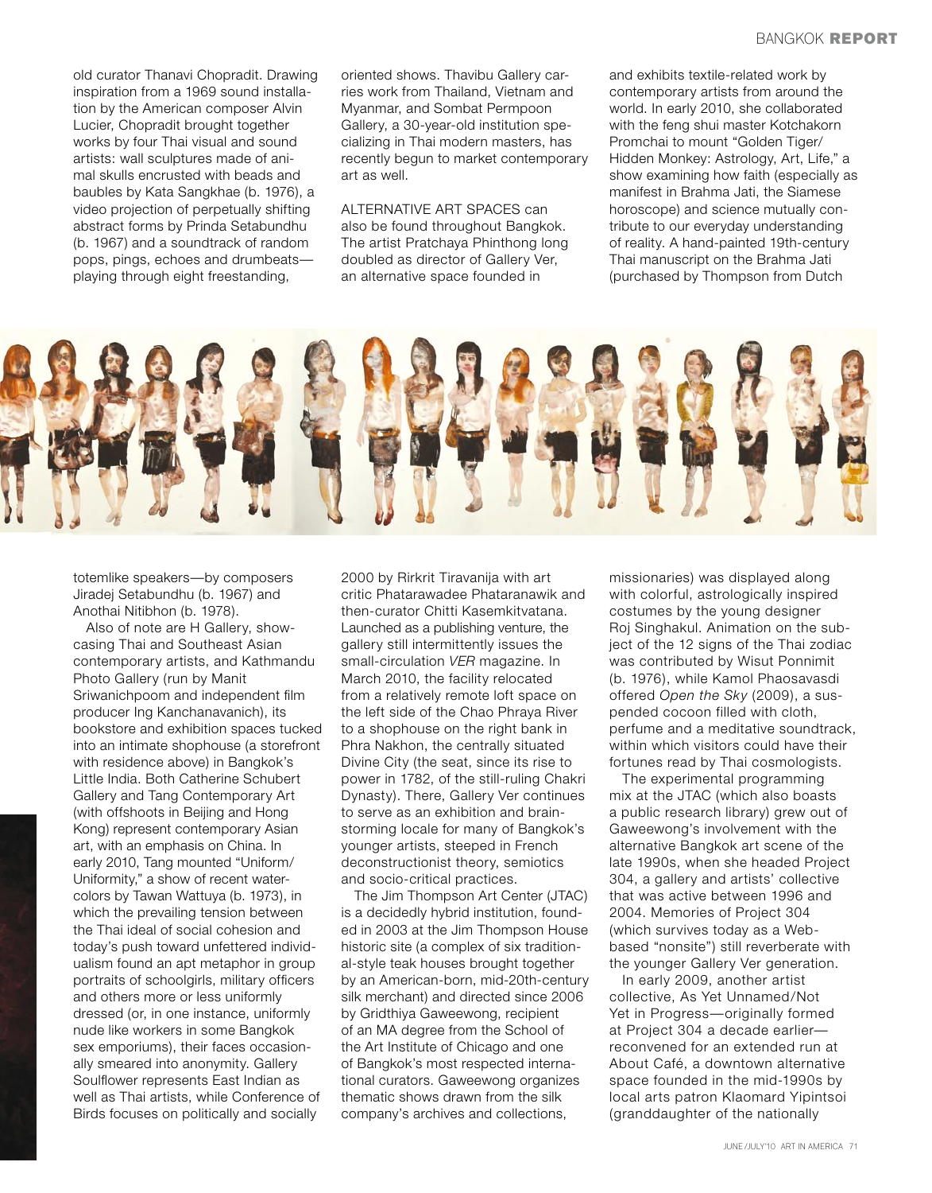old curator Thanavi Chopradit. Drawing inspiration from a 1969 sound installation by the American composer Alvin Lucier, Chopradit brought together works by four Thai visual and sound artists: wall sculptures made of animal skulls encrusted with beads and baubles by Kata Sangkhae (b. 1976), a video projection of perpetually shifting abstract forms by Prinda Setabundhu (b. 1967) and a soundtrack of random pops, pings, echoes and drumbeats—playing through eight freestanding, totemlike speakers—by composers Jiradej Setabundhu (b. 1967) and Anothai Nitibhon (b. 1978).

Also of note are H Gallery, showcasing Thai and Southeast Asian contemporary artists, and Kathmandu Photo Gallery (run by Manit Sriwanichpoom and independent film producer Ing Kanchanavanich), its bookstore and exhibition spaces tucked into an intimate shophouse (a storefront with residence above) in Bangkok's Little India. Both Catherine Schubert Gallery and Tang Contemporary Art (with offshoots in Beijing and Hong Kong) represent contemporary Asian art, with an emphasis on China. In early 2010, Tang mounted "Uniform/Uniformity," a show of recent watercolors by Tawan Wattuya (b. 1973), in which the prevailing tension between the Thai ideal of social cohesion and today's push toward unfettered individualism found an apt metaphor in group portraits of schoolgirls, military officers and others more or less uniformly dressed (or, in one instance, uniformly nude like workers in some Bangkok sex emporiums), their faces occasionally smeared into anonymity. Gallery Soulflower represents East Indian as well as Thai artists, while Conference of Birds focuses on politically and socially oriented shows. Thavibu Gallery carries work from Thailand, Vietnam and Myanmar, and Sombat Permpoon Gallery, a 30-year-old institution specializing in Thai modern masters, has recently begun to market contemporary art as well.

ALTERNATIVE ART SPACES can also be found throughout Bangkok. The artist Pratchaya Phinthong long doubled as director of Gallery Ver, an alternative space founded in 2000 by Rirkrit Tiravanija with art critic Phatarawadee Phataranawik and then-curator Chitti Kasemkitvatana. Launched as a publishing venture, the gallery still intermittently issues the small-circulation *VER* magazine. In March 2010, the facility relocated from a relatively remote loft space on the left side of the Chao Phraya River to a shophouse on the right bank in Phra Nakhon, the centrally situated Divine City (the seat, since its rise to power in 1782, of the still-ruling Chakri Dynasty). There, Gallery Ver continues to serve as an exhibition and brainstorming locale for many of Bangkok's younger artists, steeped in French deconstructionist theory, semiotics and socio-critical practices.

The Jim Thompson Art Center (JTAC) is a decidedly hybrid institution, founded in 2003 at the Jim Thompson House historic site (a complex of six traditional-style teak houses brought together by an American-born, mid-20th-century silk merchant) and directed since 2006 by Gridthiya Gaweewong, recipient of an MA degree from the School of the Art Institute of Chicago and one of Bangkok's most respected international curators. Gaweewong organizes thematic shows drawn from the silk company's archives and collections, and exhibits textile-related work by contemporary artists from around the world. In early 2010, she collaborated with the feng shui master Kotchakorn Promchai to mount "Golden Tiger/Hidden Monkey: Astrology, Art, Life," a show examining how faith (especially as manifest in Brahma Jati, the Siamese horoscope) and science mutually contribute to our everyday understanding of reality. A hand-painted 19th-century Thai manuscript on the Brahma Jati (purchased by Thompson from Dutch missionaries) was displayed along with colorful, astrologically inspired costumes by the young designer Roj Singhakul. Animation on the subject of the 12 signs of the Thai zodiac was contributed by Wisut Ponnimit (b. 1976), while Kamol Phaosavasdi offered *Open the Sky* (2009), a suspended cocoon filled with cloth, perfume and a meditative soundtrack, within which visitors could have their fortunes read by Thai cosmologists.

The experimental programming mix at the JTAC (which also boasts a public research library) grew out of Gaweewong's involvement with the alternative Bangkok art scene of the late 1990s, when she headed Project 304, a gallery and artists' collective that was active between 1996 and 2004. Memories of Project 304 (which survives today as a Web-based "nonsite") still reverberate with the younger Gallery Ver generation.

In early 2009, another artist collective, As Yet Unnamed/Not Yet in Progress—originally formed at Project 304 a decade earlier—reconvened for an extended run at About Café, a downtown alternative space founded in the mid-1990s by local arts patron Klaomard Yipintsoi (granddaughter of the nationally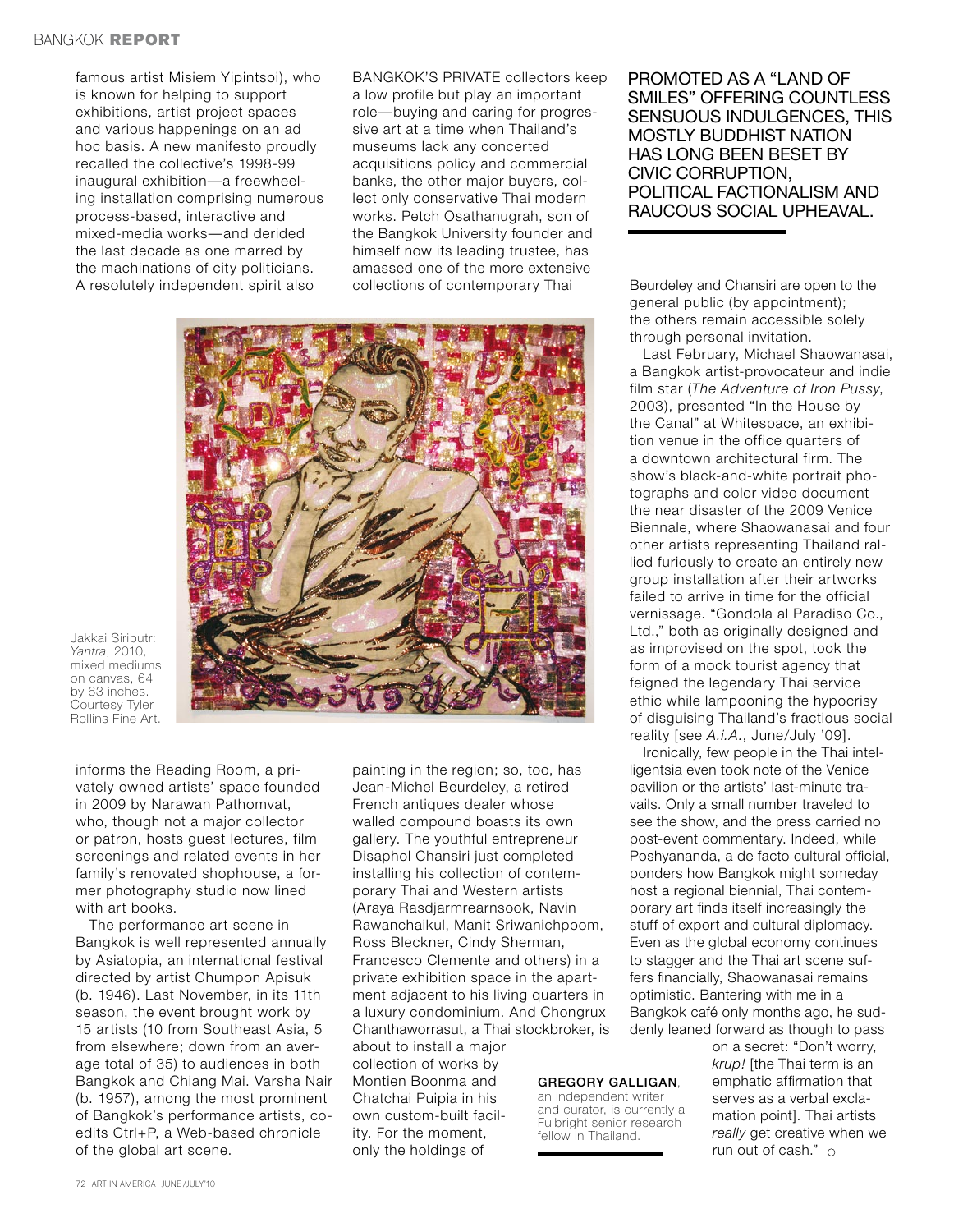famous artist Misiem Yipintsoi), who is known for helping to support exhibitions, artist project spaces and various happenings on an ad hoc basis. A new manifesto proudly recalled the collective's 1998-99 inaugural exhibition—a freewheeling installation comprising numerous process-based, interactive and mixed-media works—and derided the last decade as one marred by the machinations of city politicians. A resolutely independent spirit also informs the Reading Room, a privately owned artists' space founded in 2009 by Narawan Pathomvat, who, though not a major collector or patron, hosts guest lectures, film screenings and related events in her family's renovated shophouse, a former photography studio now lined with art books.

The performance art scene in Bangkok is well represented annually by Asiatopia, an international festival directed by artist Chumpon Apisuk (b. 1946). Last November, in its 11th season, the event brought work by 15 artists (10 from Southeast Asia, 5 from elsewhere; down from an average total of 35) to audiences in both Bangkok and Chiang Mai. Varsha Nair (b. 1957), among the most prominent of Bangkok's performance artists, co-edits Ctrl+P, a Web-based chronicle of the global art scene.

BANGKOK'S PRIVATE collectors keep a low profile but play an important role—buying and caring for progressive art at a time when Thailand's museums lack any concerted acquisitions policy and commercial banks, the other major buyers, collect only conservative Thai modern works. Petch Osathanugrah, son of the Bangkok University founder and himself now its leading trustee, has amassed one of the more extensive collections of contemporary Thai painting in the region; so, too, has Jean-Michel Beurdeley, a retired French antiques dealer whose walled compound boasts its own gallery. The youthful entrepreneur Disaphol Chansiri just completed installing his collection of contemporary Thai and Western artists (Araya Rasdjarmrearnsook, Navin Rawanchaikul, Manit Sriwanichpoom, Ross Bleckner, Cindy Sherman, Francesco Clemente and others) in a private exhibition space in the apartment adjacent to his living quarters in a luxury condominium. And Chongrux Chanthaworrasut, a Thai stockbroker, is about to install a major collection of works by Montien Boonma and Chatchai Puipia in his own custom-built facility. For the moment, only the holdings of Beurdeley and Chansiri are open to the general public (by appointment); the others remain accessible solely through personal invitation.

Jakkai Siributr: *Yantra*, 2010, mixed mediums on canvas, 64 by 63 inches. Courtesy Tyler Rollins Fine Art.

**PROMOTED AS A "LAND OF SMILES" OFFERING COUNTLESS SENSUOUS INDULGENCES, THIS MOSTLY BUDDHIST NATION HAS LONG BEEN BESET BY CIVIC CORRUPTION, POLITICAL FACTIONALISM AND RAUCOUS SOCIAL UPHEAVAL.**

Last February, Michael Shaowanasai, a Bangkok artist-provocateur and indie film star (*The Adventure of Iron Pussy*, 2003), presented "In the House by the Canal" at Whitespace, an exhibition venue in the office quarters of a downtown architectural firm. The show's black-and-white portrait photographs and color video document the near disaster of the 2009 Venice Biennale, where Shaowanasai and four other artists representing Thailand rallied furiously to create an entirely new group installation after their artworks failed to arrive in time for the official vernissage. "Gondola al Paradiso Co., Ltd.," both as originally designed and as improvised on the spot, took the form of a mock tourist agency that feigned the legendary Thai service ethic while lampooning the hypocrisy of disguising Thailand's fractious social reality [see *A.i.A.*, June/July '09].

Ironically, few people in the Thai intelligentsia even took note of the Venice pavilion or the artists' last-minute travails. Only a small number traveled to see the show, and the press carried no post-event commentary. Indeed, while Poshyananda, a de facto cultural official, ponders how Bangkok might someday host a regional biennial, Thai contemporary art finds itself increasingly the stuff of export and cultural diplomacy. Even as the global economy continues to stagger and the Thai art scene suffers financially, Shaowanasai remains optimistic. Bantering with me in a Bangkok café only months ago, he suddenly leaned forward as though to pass on a secret: "Don't worry, *krup!* [the Thai term is an emphatic affirmation that serves as a verbal exclamation point]. Thai artists *really* get creative when we run out of cash."

**GREGORY GALLIGAN**, an independent writer and curator, is currently a Fulbright senior research fellow in Thailand.